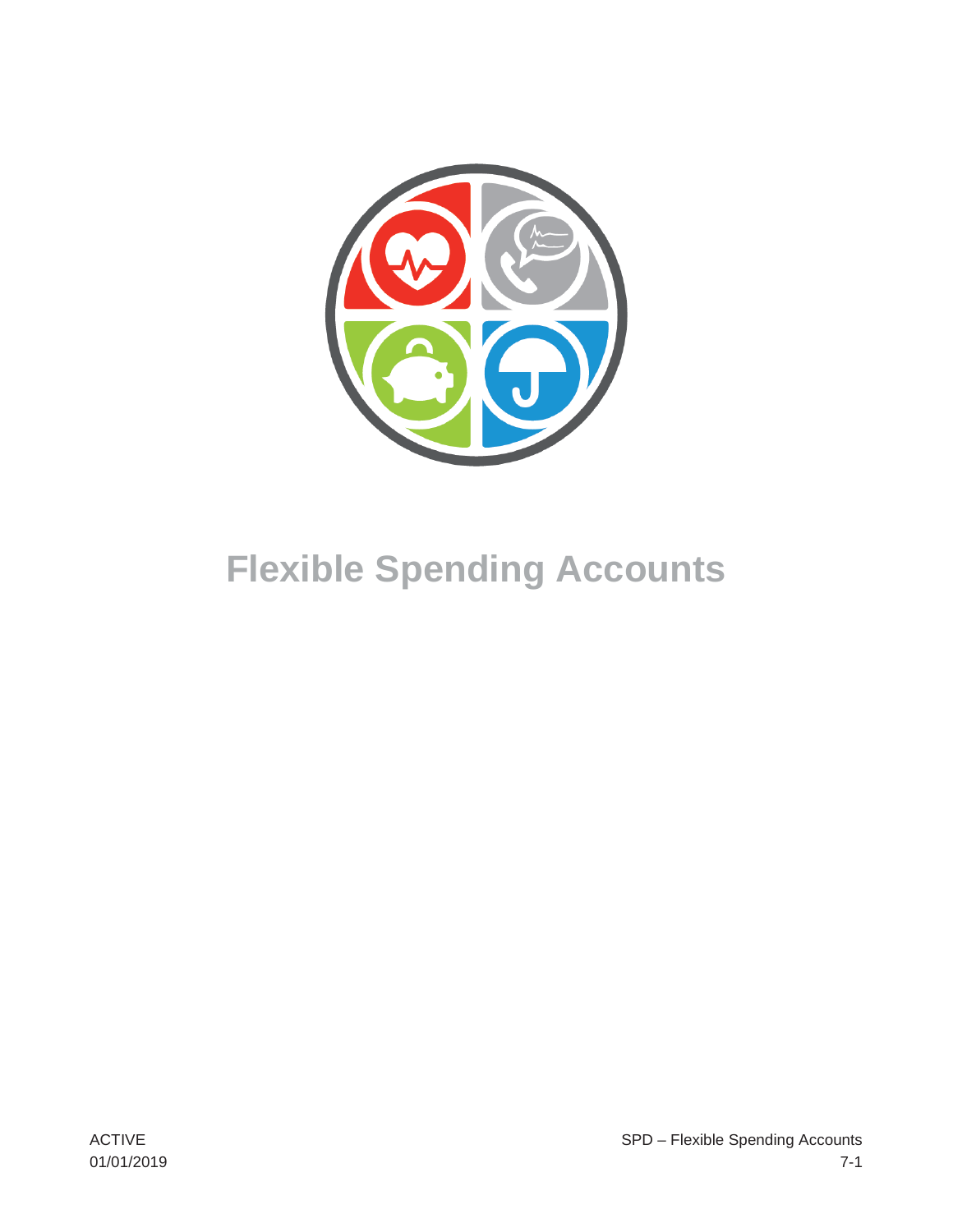# Flexible Spending Accounts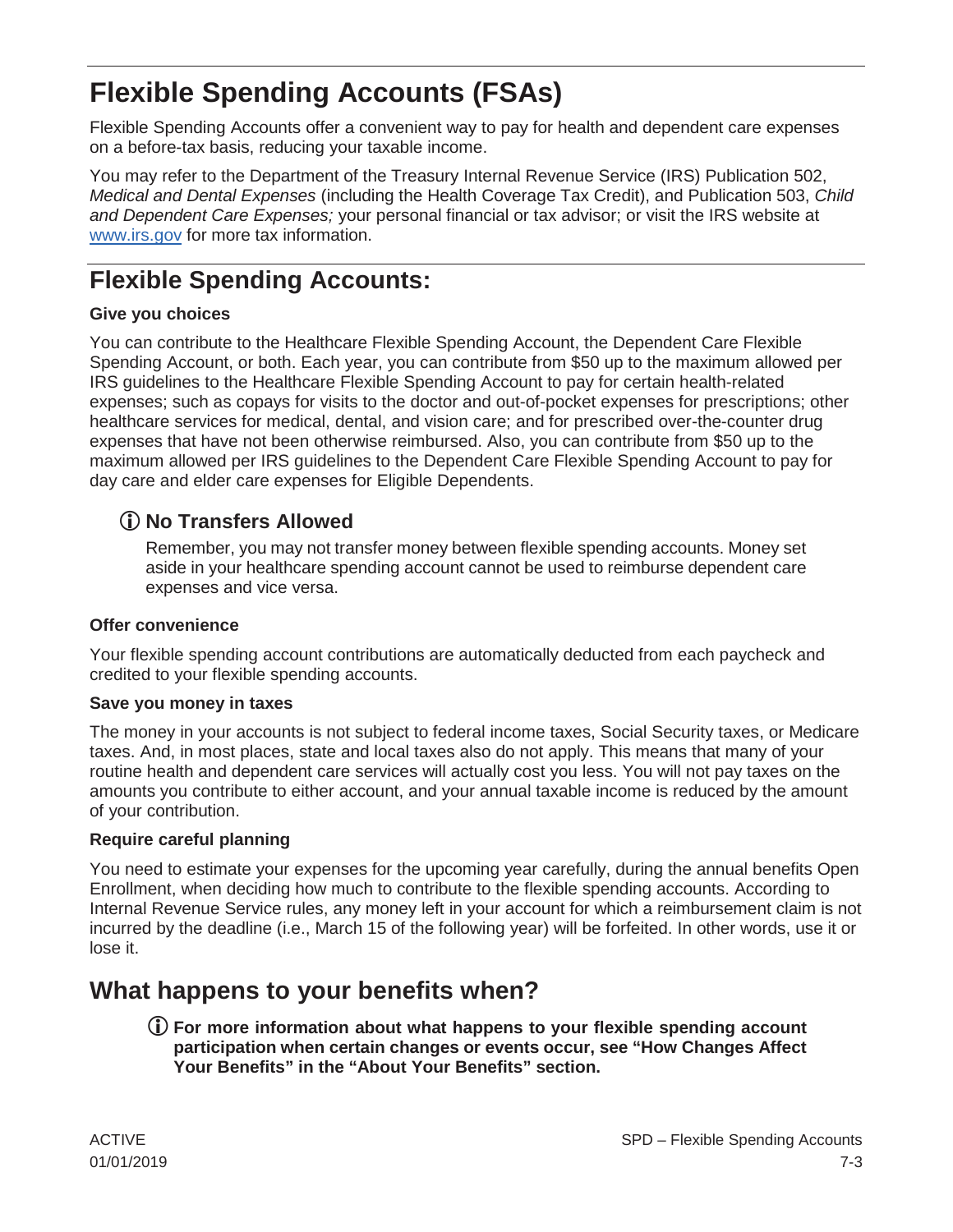# Flexible Spending Accounts (FSAs)

Flexible Spending Accounts offer a convenient way to pay for health and dependent care expenses on a before-tax basis, reducing your taxable income.

You may refer to the Department of the Treasury Internal Revenue Service (IRS) Publication 502, *Medical and Dental Expenses* (including the Health Coverage Tax Credit), and Publication 503, *Child and Dependent Care Expenses;* your personal financial or tax advisor; or visit the IRS website at www.irs.gov for more tax information.

## Flexible Spending Accounts:

**Give you choices**

You can contribute to the Healthcare Flexible Spending Account, the Dependent Care Flexible Spending Account, or both. Each year, you can contribute from $50 up to the maximum allowed per IRS guidelines to the Healthcare Flexible Spending Account to pay for certain health-related expenses; such as copays for visits to the doctor and out-of-pocket expenses for prescriptions; other healthcare services for medical, dental, and vision care; and for prescribed over-the-counter drug expenses that have not been otherwise reimbursed. Also, you can contribute from $50 up to the maximum allowed per IRS guidelines to the Dependent Care Flexible Spending Account to pay for day care and elder care expenses for Eligible Dependents.

### ⓘ No Transfers Allowed

Remember, you may not transfer money between flexible spending accounts. Money set aside in your healthcare spending account cannot be used to reimburse dependent care expenses and vice versa.

**Offer convenience**

Your flexible spending account contributions are automatically deducted from each paycheck and credited to your flexible spending accounts.

**Save you money in taxes**

The money in your accounts is not subject to federal income taxes, Social Security taxes, or Medicare taxes. And, in most places, state and local taxes also do not apply. This means that many of your routine health and dependent care services will actually cost you less. You will not pay taxes on the amounts you contribute to either account, and your annual taxable income is reduced by the amount of your contribution.

**Require careful planning**

You need to estimate your expenses for the upcoming year carefully, during the annual benefits Open Enrollment, when deciding how much to contribute to the flexible spending accounts. According to Internal Revenue Service rules, any money left in your account for which a reimbursement claim is not incurred by the deadline (i.e., March 15 of the following year) will be forfeited. In other words, use it or lose it.

## What happens to your benefits when?

ⓘ **For more information about what happens to your flexible spending account participation when certain changes or events occur, see "How Changes Affect Your Benefits" in the "About Your Benefits" section.**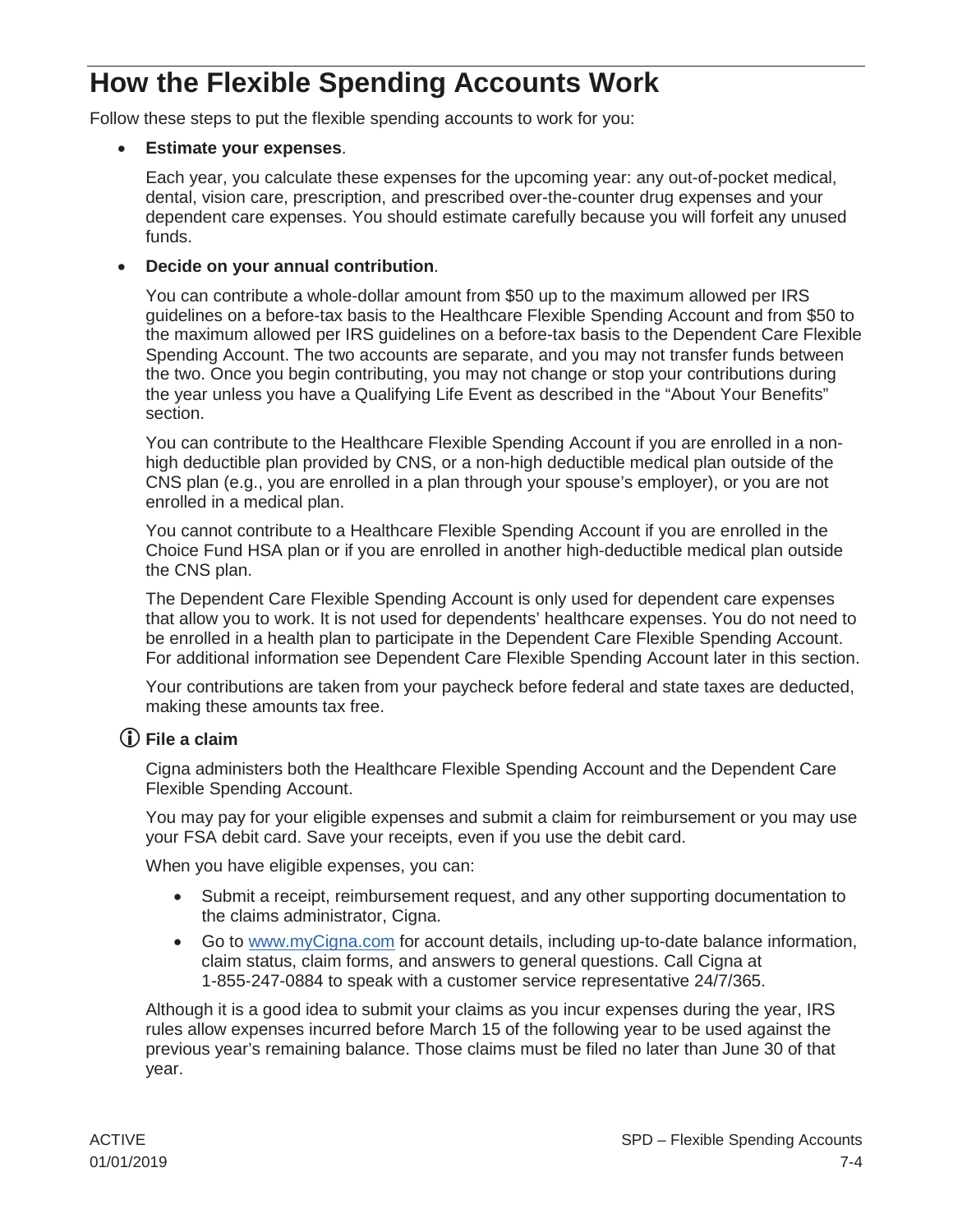# How the Flexible Spending Accounts Work

Follow these steps to put the flexible spending accounts to work for you:

- **Estimate your expenses**.

  Each year, you calculate these expenses for the upcoming year: any out-of-pocket medical, dental, vision care, prescription, and prescribed over-the-counter drug expenses and your dependent care expenses. You should estimate carefully because you will forfeit any unused funds.

- **Decide on your annual contribution**.

  You can contribute a whole-dollar amount from $50 up to the maximum allowed per IRS guidelines on a before-tax basis to the Healthcare Flexible Spending Account and from $50 to the maximum allowed per IRS guidelines on a before-tax basis to the Dependent Care Flexible Spending Account. The two accounts are separate, and you may not transfer funds between the two. Once you begin contributing, you may not change or stop your contributions during the year unless you have a Qualifying Life Event as described in the "About Your Benefits" section.

  You can contribute to the Healthcare Flexible Spending Account if you are enrolled in a non-high deductible plan provided by CNS, or a non-high deductible medical plan outside of the CNS plan (e.g., you are enrolled in a plan through your spouse's employer), or you are not enrolled in a medical plan.

  You cannot contribute to a Healthcare Flexible Spending Account if you are enrolled in the Choice Fund HSA plan or if you are enrolled in another high-deductible medical plan outside the CNS plan.

  The Dependent Care Flexible Spending Account is only used for dependent care expenses that allow you to work. It is not used for dependents' healthcare expenses. You do not need to be enrolled in a health plan to participate in the Dependent Care Flexible Spending Account. For additional information see Dependent Care Flexible Spending Account later in this section.

  Your contributions are taken from your paycheck before federal and state taxes are deducted, making these amounts tax free.

- ⓘ **File a claim**

  Cigna administers both the Healthcare Flexible Spending Account and the Dependent Care Flexible Spending Account.

  You may pay for your eligible expenses and submit a claim for reimbursement or you may use your FSA debit card. Save your receipts, even if you use the debit card.

  When you have eligible expenses, you can:

  - Submit a receipt, reimbursement request, and any other supporting documentation to the claims administrator, Cigna.
  - Go to www.myCigna.com for account details, including up-to-date balance information, claim status, claim forms, and answers to general questions. Call Cigna at 1-855-247-0884 to speak with a customer service representative 24/7/365.

  Although it is a good idea to submit your claims as you incur expenses during the year, IRS rules allow expenses incurred before March 15 of the following year to be used against the previous year's remaining balance. Those claims must be filed no later than June 30 of that year.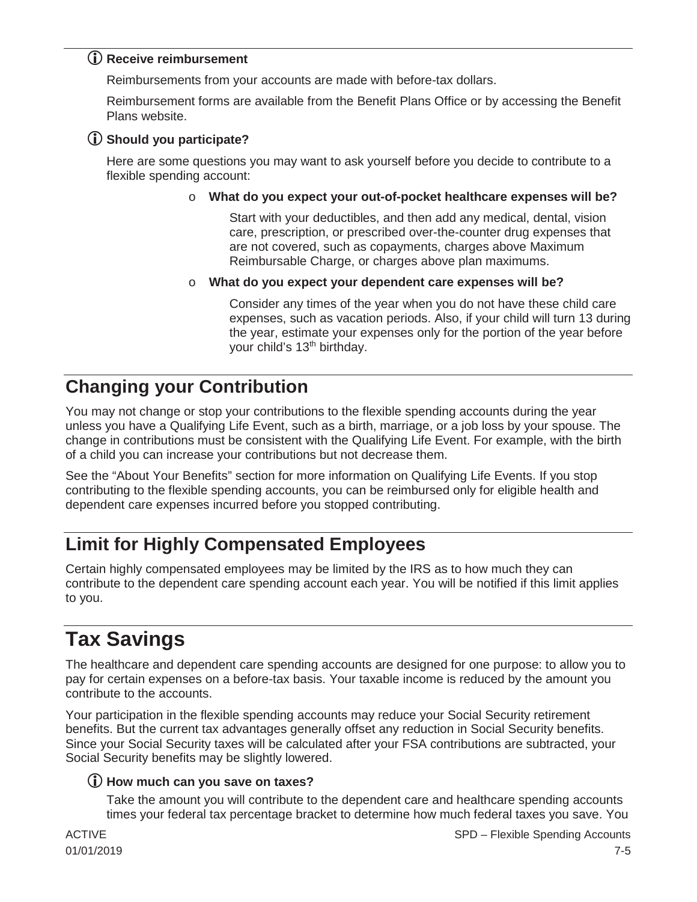### ⓘ Receive reimbursement

Reimbursements from your accounts are made with before-tax dollars.

Reimbursement forms are available from the Benefit Plans Office or by accessing the Benefit Plans website.

### ⓘ Should you participate?

Here are some questions you may want to ask yourself before you decide to contribute to a flexible spending account:

- **What do you expect your out-of-pocket healthcare expenses will be?**

  Start with your deductibles, and then add any medical, dental, vision care, prescription, or prescribed over-the-counter drug expenses that are not covered, such as copayments, charges above Maximum Reimbursable Charge, or charges above plan maximums.

- **What do you expect your dependent care expenses will be?**

  Consider any times of the year when you do not have these child care expenses, such as vacation periods. Also, if your child will turn 13 during the year, estimate your expenses only for the portion of the year before your child's 13th birthday.

## Changing your Contribution

You may not change or stop your contributions to the flexible spending accounts during the year unless you have a Qualifying Life Event, such as a birth, marriage, or a job loss by your spouse. The change in contributions must be consistent with the Qualifying Life Event. For example, with the birth of a child you can increase your contributions but not decrease them.

See the "About Your Benefits" section for more information on Qualifying Life Events. If you stop contributing to the flexible spending accounts, you can be reimbursed only for eligible health and dependent care expenses incurred before you stopped contributing.

## Limit for Highly Compensated Employees

Certain highly compensated employees may be limited by the IRS as to how much they can contribute to the dependent care spending account each year. You will be notified if this limit applies to you.

# Tax Savings

The healthcare and dependent care spending accounts are designed for one purpose: to allow you to pay for certain expenses on a before-tax basis. Your taxable income is reduced by the amount you contribute to the accounts.

Your participation in the flexible spending accounts may reduce your Social Security retirement benefits. But the current tax advantages generally offset any reduction in Social Security benefits. Since your Social Security taxes will be calculated after your FSA contributions are subtracted, your Social Security benefits may be slightly lowered.

### ⓘ How much can you save on taxes?

Take the amount you will contribute to the dependent care and healthcare spending accounts times your federal tax percentage bracket to determine how much federal taxes you save. You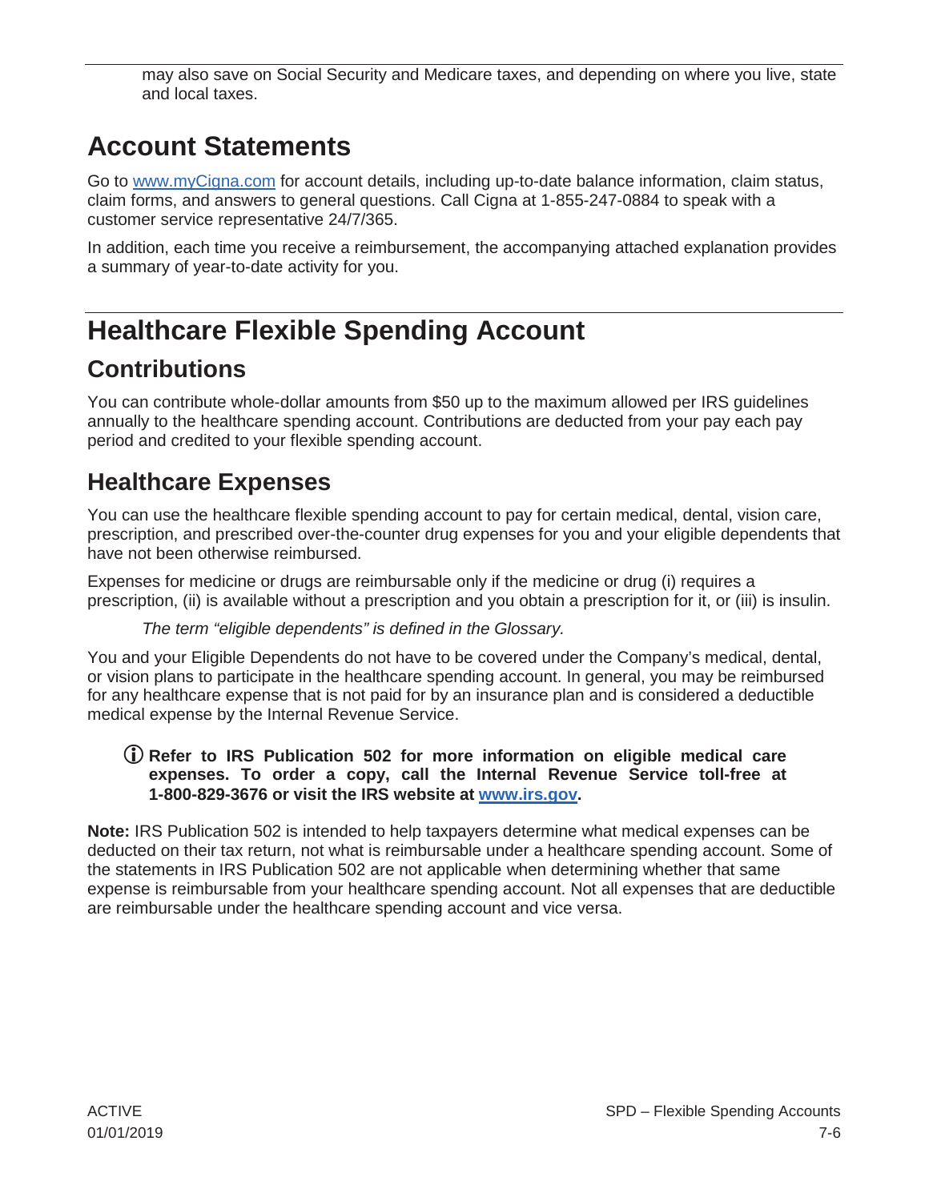may also save on Social Security and Medicare taxes, and depending on where you live, state and local taxes.

## Account Statements

Go to [www.myCigna.com](http://www.myCigna.com) for account details, including up-to-date balance information, claim status, claim forms, and answers to general questions. Call Cigna at 1-855-247-0884 to speak with a customer service representative 24/7/365.

In addition, each time you receive a reimbursement, the accompanying attached explanation provides a summary of year-to-date activity for you.

## Healthcare Flexible Spending Account

### Contributions

You can contribute whole-dollar amounts from $50 up to the maximum allowed per IRS guidelines annually to the healthcare spending account. Contributions are deducted from your pay each pay period and credited to your flexible spending account.

### Healthcare Expenses

You can use the healthcare flexible spending account to pay for certain medical, dental, vision care, prescription, and prescribed over-the-counter drug expenses for you and your eligible dependents that have not been otherwise reimbursed.

Expenses for medicine or drugs are reimbursable only if the medicine or drug (i) requires a prescription, (ii) is available without a prescription and you obtain a prescription for it, or (iii) is insulin.

*The term "eligible dependents" is defined in the Glossary.*

You and your Eligible Dependents do not have to be covered under the Company's medical, dental, or vision plans to participate in the healthcare spending account. In general, you may be reimbursed for any healthcare expense that is not paid for by an insurance plan and is considered a deductible medical expense by the Internal Revenue Service.

ⓘ **Refer to IRS Publication 502 for more information on eligible medical care expenses. To order a copy, call the Internal Revenue Service toll-free at 1-800-829-3676 or visit the IRS website at [www.irs.gov](http://www.irs.gov).**

**Note:** IRS Publication 502 is intended to help taxpayers determine what medical expenses can be deducted on their tax return, not what is reimbursable under a healthcare spending account. Some of the statements in IRS Publication 502 are not applicable when determining whether that same expense is reimbursable from your healthcare spending account. Not all expenses that are deductible are reimbursable under the healthcare spending account and vice versa.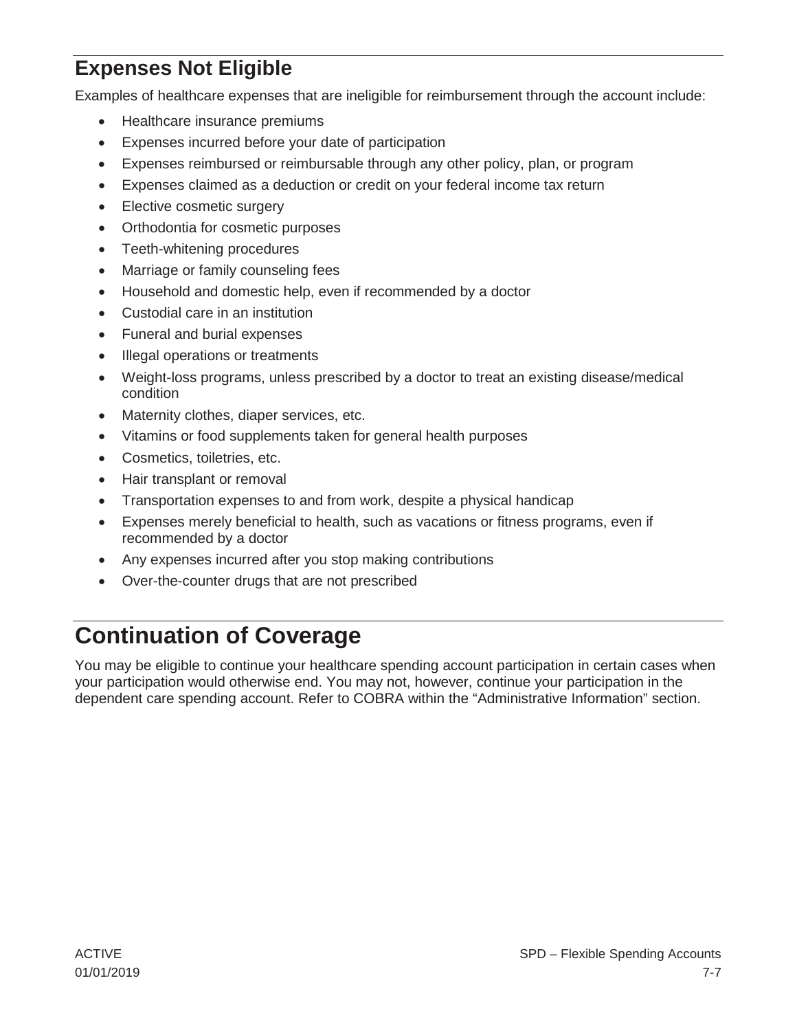## Expenses Not Eligible

Examples of healthcare expenses that are ineligible for reimbursement through the account include:

- Healthcare insurance premiums
- Expenses incurred before your date of participation
- Expenses reimbursed or reimbursable through any other policy, plan, or program
- Expenses claimed as a deduction or credit on your federal income tax return
- Elective cosmetic surgery
- Orthodontia for cosmetic purposes
- Teeth-whitening procedures
- Marriage or family counseling fees
- Household and domestic help, even if recommended by a doctor
- Custodial care in an institution
- Funeral and burial expenses
- Illegal operations or treatments
- Weight-loss programs, unless prescribed by a doctor to treat an existing disease/medical condition
- Maternity clothes, diaper services, etc.
- Vitamins or food supplements taken for general health purposes
- Cosmetics, toiletries, etc.
- Hair transplant or removal
- Transportation expenses to and from work, despite a physical handicap
- Expenses merely beneficial to health, such as vacations or fitness programs, even if recommended by a doctor
- Any expenses incurred after you stop making contributions
- Over-the-counter drugs that are not prescribed

# Continuation of Coverage

You may be eligible to continue your healthcare spending account participation in certain cases when your participation would otherwise end. You may not, however, continue your participation in the dependent care spending account. Refer to COBRA within the "Administrative Information" section.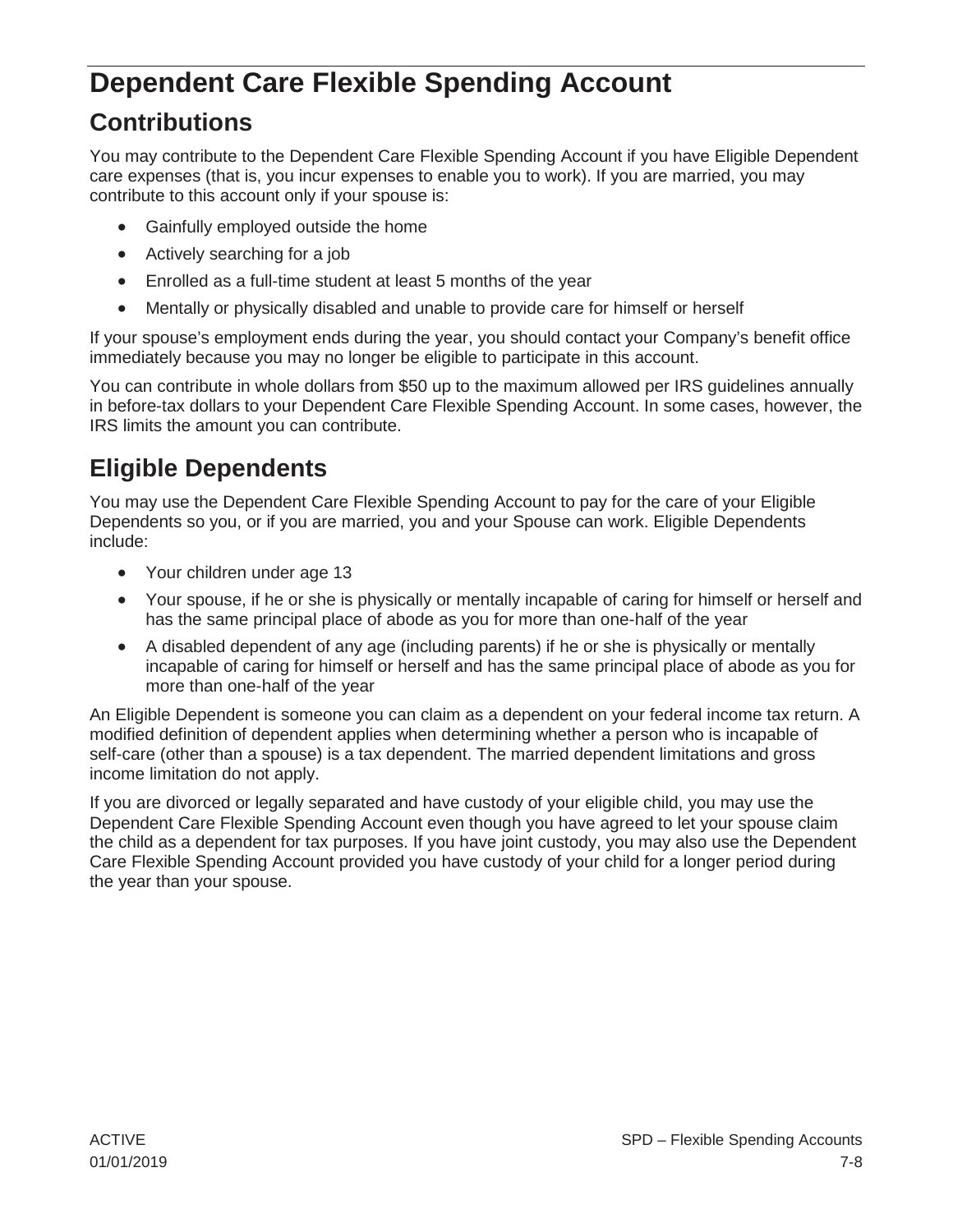# Dependent Care Flexible Spending Account

## Contributions

You may contribute to the Dependent Care Flexible Spending Account if you have Eligible Dependent care expenses (that is, you incur expenses to enable you to work). If you are married, you may contribute to this account only if your spouse is:

- Gainfully employed outside the home
- Actively searching for a job
- Enrolled as a full-time student at least 5 months of the year
- Mentally or physically disabled and unable to provide care for himself or herself

If your spouse's employment ends during the year, you should contact your Company's benefit office immediately because you may no longer be eligible to participate in this account.

You can contribute in whole dollars from $50 up to the maximum allowed per IRS guidelines annually in before-tax dollars to your Dependent Care Flexible Spending Account. In some cases, however, the IRS limits the amount you can contribute.

## Eligible Dependents

You may use the Dependent Care Flexible Spending Account to pay for the care of your Eligible Dependents so you, or if you are married, you and your Spouse can work. Eligible Dependents include:

- Your children under age 13
- Your spouse, if he or she is physically or mentally incapable of caring for himself or herself and has the same principal place of abode as you for more than one-half of the year
- A disabled dependent of any age (including parents) if he or she is physically or mentally incapable of caring for himself or herself and has the same principal place of abode as you for more than one-half of the year

An Eligible Dependent is someone you can claim as a dependent on your federal income tax return. A modified definition of dependent applies when determining whether a person who is incapable of self-care (other than a spouse) is a tax dependent. The married dependent limitations and gross income limitation do not apply.

If you are divorced or legally separated and have custody of your eligible child, you may use the Dependent Care Flexible Spending Account even though you have agreed to let your spouse claim the child as a dependent for tax purposes. If you have joint custody, you may also use the Dependent Care Flexible Spending Account provided you have custody of your child for a longer period during the year than your spouse.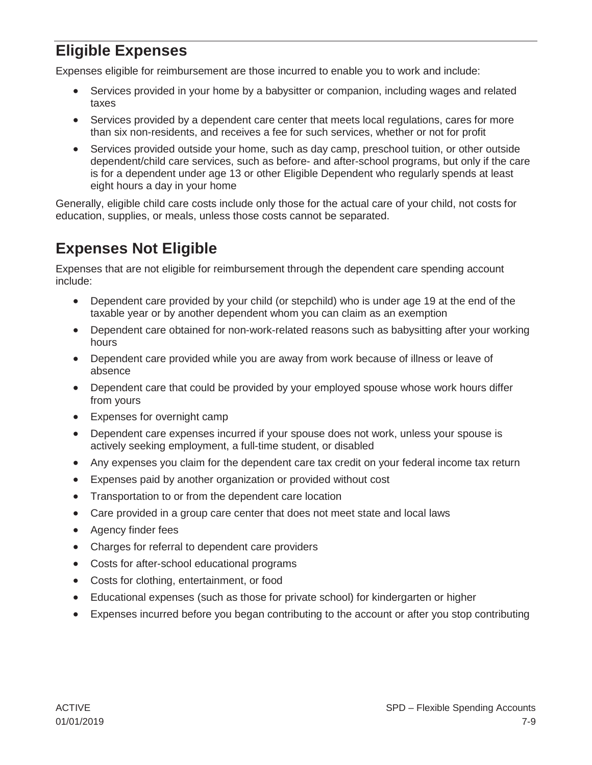## Eligible Expenses

Expenses eligible for reimbursement are those incurred to enable you to work and include:

- Services provided in your home by a babysitter or companion, including wages and related taxes
- Services provided by a dependent care center that meets local regulations, cares for more than six non-residents, and receives a fee for such services, whether or not for profit
- Services provided outside your home, such as day camp, preschool tuition, or other outside dependent/child care services, such as before- and after-school programs, but only if the care is for a dependent under age 13 or other Eligible Dependent who regularly spends at least eight hours a day in your home

Generally, eligible child care costs include only those for the actual care of your child, not costs for education, supplies, or meals, unless those costs cannot be separated.

## Expenses Not Eligible

Expenses that are not eligible for reimbursement through the dependent care spending account include:

- Dependent care provided by your child (or stepchild) who is under age 19 at the end of the taxable year or by another dependent whom you can claim as an exemption
- Dependent care obtained for non-work-related reasons such as babysitting after your working hours
- Dependent care provided while you are away from work because of illness or leave of absence
- Dependent care that could be provided by your employed spouse whose work hours differ from yours
- Expenses for overnight camp
- Dependent care expenses incurred if your spouse does not work, unless your spouse is actively seeking employment, a full-time student, or disabled
- Any expenses you claim for the dependent care tax credit on your federal income tax return
- Expenses paid by another organization or provided without cost
- Transportation to or from the dependent care location
- Care provided in a group care center that does not meet state and local laws
- Agency finder fees
- Charges for referral to dependent care providers
- Costs for after-school educational programs
- Costs for clothing, entertainment, or food
- Educational expenses (such as those for private school) for kindergarten or higher
- Expenses incurred before you began contributing to the account or after you stop contributing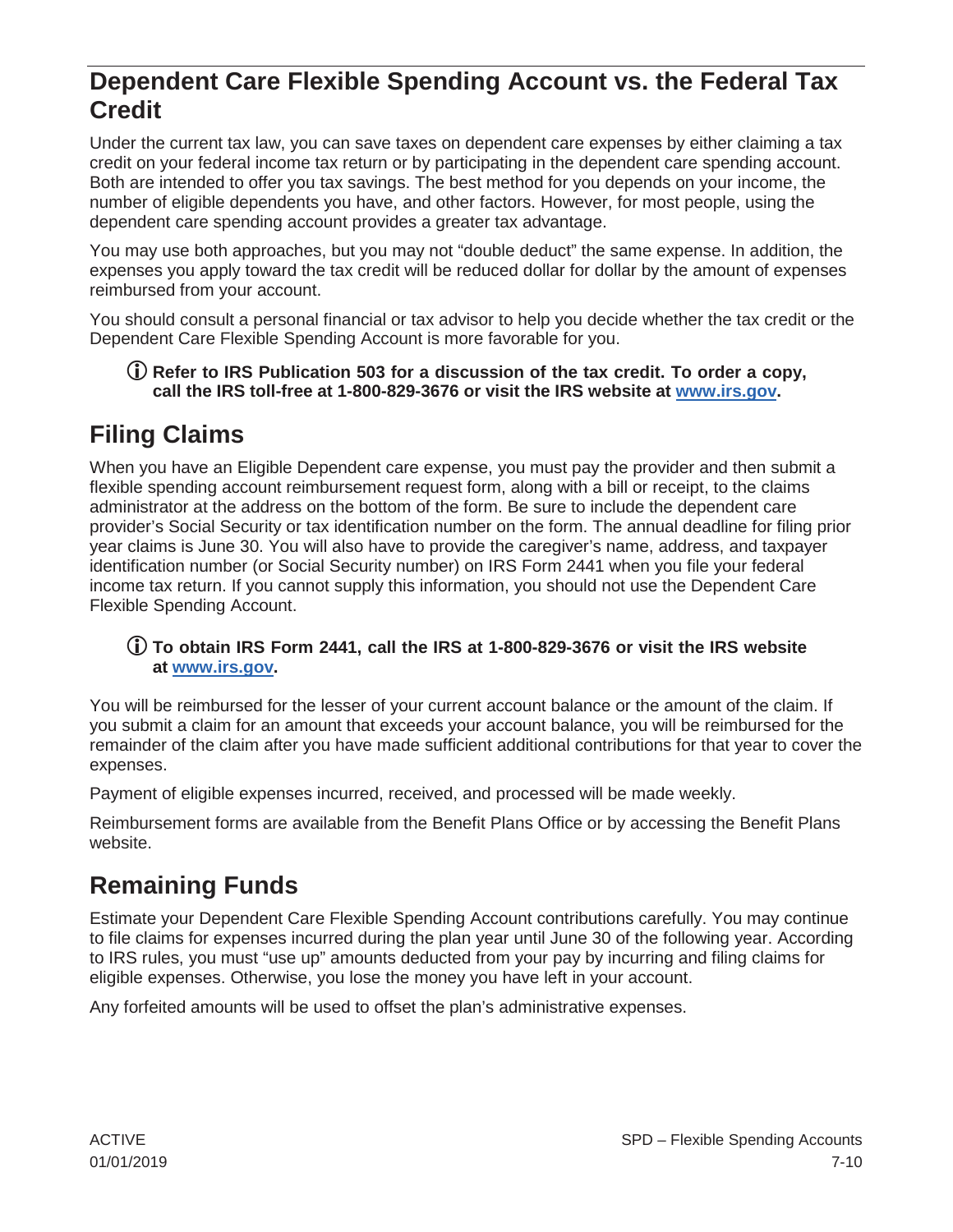## Dependent Care Flexible Spending Account vs. the Federal Tax Credit

Under the current tax law, you can save taxes on dependent care expenses by either claiming a tax credit on your federal income tax return or by participating in the dependent care spending account. Both are intended to offer you tax savings. The best method for you depends on your income, the number of eligible dependents you have, and other factors. However, for most people, using the dependent care spending account provides a greater tax advantage.

You may use both approaches, but you may not "double deduct" the same expense. In addition, the expenses you apply toward the tax credit will be reduced dollar for dollar by the amount of expenses reimbursed from your account.

You should consult a personal financial or tax advisor to help you decide whether the tax credit or the Dependent Care Flexible Spending Account is more favorable for you.

ⓘ **Refer to IRS Publication 503 for a discussion of the tax credit. To order a copy, call the IRS toll-free at 1-800-829-3676 or visit the IRS website at [www.irs.gov](http://www.irs.gov).**

## Filing Claims

When you have an Eligible Dependent care expense, you must pay the provider and then submit a flexible spending account reimbursement request form, along with a bill or receipt, to the claims administrator at the address on the bottom of the form. Be sure to include the dependent care provider's Social Security or tax identification number on the form. The annual deadline for filing prior year claims is June 30. You will also have to provide the caregiver's name, address, and taxpayer identification number (or Social Security number) on IRS Form 2441 when you file your federal income tax return. If you cannot supply this information, you should not use the Dependent Care Flexible Spending Account.

ⓘ **To obtain IRS Form 2441, call the IRS at 1-800-829-3676 or visit the IRS website at [www.irs.gov](http://www.irs.gov).**

You will be reimbursed for the lesser of your current account balance or the amount of the claim. If you submit a claim for an amount that exceeds your account balance, you will be reimbursed for the remainder of the claim after you have made sufficient additional contributions for that year to cover the expenses.

Payment of eligible expenses incurred, received, and processed will be made weekly.

Reimbursement forms are available from the Benefit Plans Office or by accessing the Benefit Plans website.

## Remaining Funds

Estimate your Dependent Care Flexible Spending Account contributions carefully. You may continue to file claims for expenses incurred during the plan year until June 30 of the following year. According to IRS rules, you must "use up" amounts deducted from your pay by incurring and filing claims for eligible expenses. Otherwise, you lose the money you have left in your account.

Any forfeited amounts will be used to offset the plan's administrative expenses.